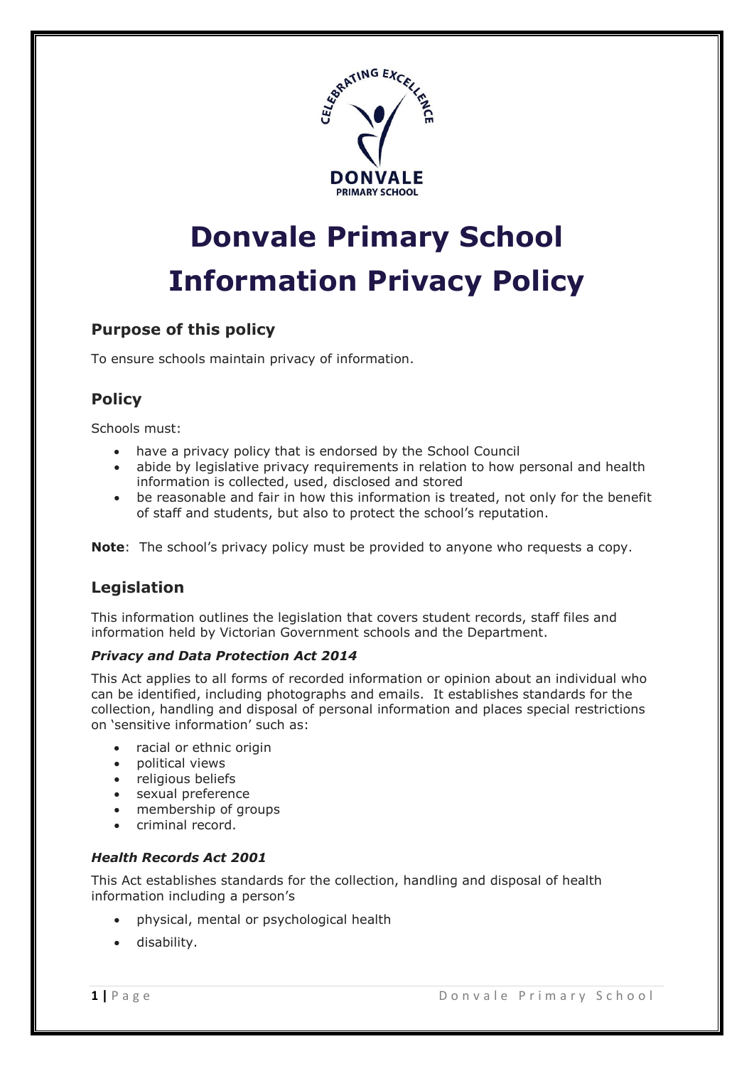# Donvale Primary School Information Privacy Policy

## Purpose of this policy

To ensure schools maintain privacy of information.

## Policy

Schools must:

- have a privacy policy that is endorsed by the School Council
- abide by legislative privacy requirements in relation to how personal and health information is collected, used, disclosed and stored
- be reasonable and fair in how this information is treated, not only for the benefit of staff and students, but also to protect the school's reputation.

**Note**: The school's privacy policy must be provided to anyone who requests a copy.

## Legislation

This information outlines the legislation that covers student records, staff files and information held by Victorian Government schools and the Department.

### *Privacy and Data Protection Act 2014*

This Act applies to all forms of recorded information or opinion about an individual who can be identified, including photographs and emails. It establishes standards for the collection, handling and disposal of personal information and places special restrictions on 'sensitive information' such as:

- racial or ethnic origin
- political views
- religious beliefs
- sexual preference
- membership of groups
- criminal record.

### *Health Records Act 2001*

This Act establishes standards for the collection, handling and disposal of health information including a person's

- physical, mental or psychological health
- disability.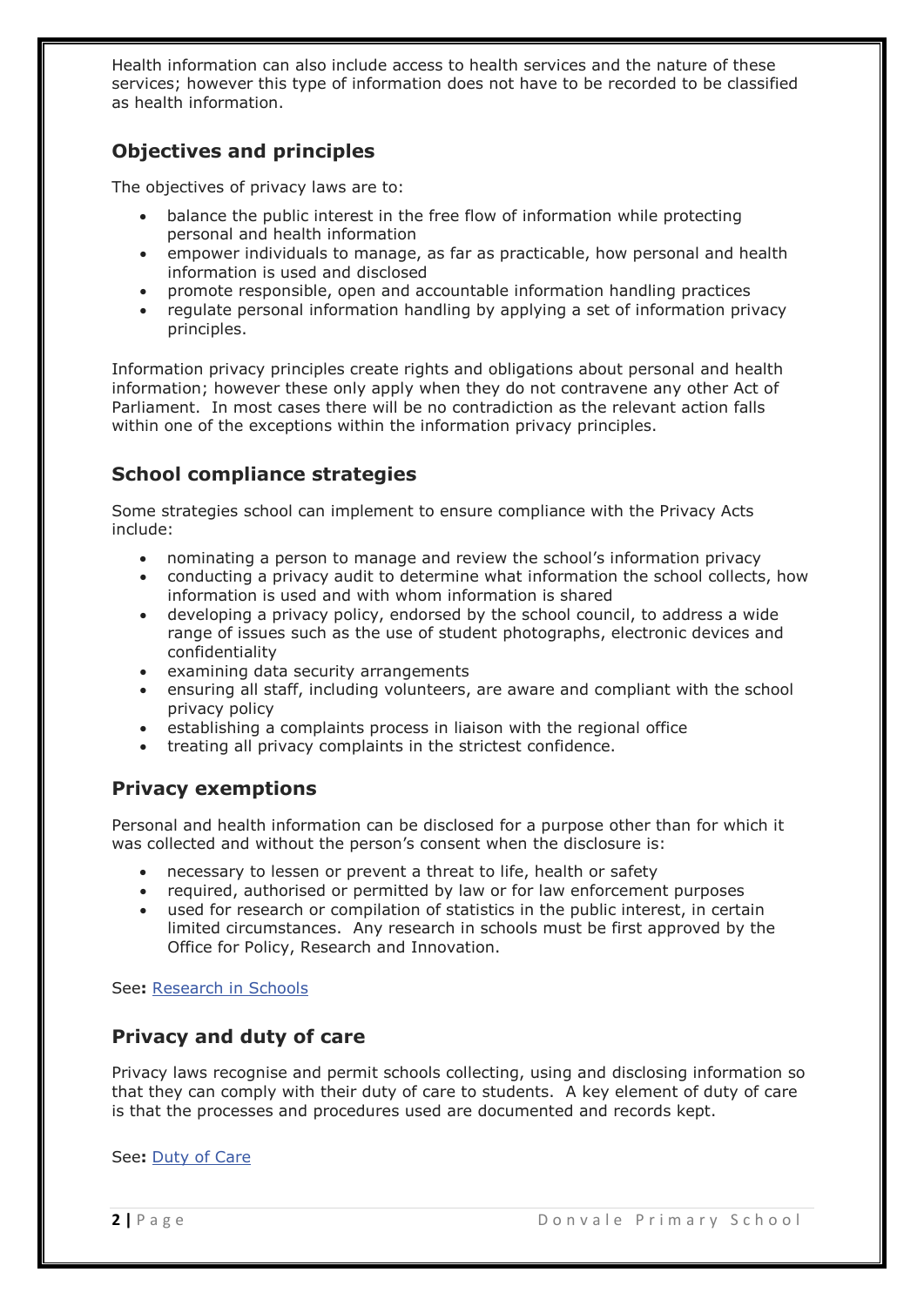Health information can also include access to health services and the nature of these services; however this type of information does not have to be recorded to be classified as health information.

## Objectives and principles

The objectives of privacy laws are to:

- balance the public interest in the free flow of information while protecting personal and health information
- empower individuals to manage, as far as practicable, how personal and health information is used and disclosed
- promote responsible, open and accountable information handling practices
- regulate personal information handling by applying a set of information privacy principles.

Information privacy principles create rights and obligations about personal and health information; however these only apply when they do not contravene any other Act of Parliament. In most cases there will be no contradiction as the relevant action falls within one of the exceptions within the information privacy principles.

## School compliance strategies

Some strategies school can implement to ensure compliance with the Privacy Acts include:

- nominating a person to manage and review the school's information privacy
- conducting a privacy audit to determine what information the school collects, how information is used and with whom information is shared
- developing a privacy policy, endorsed by the school council, to address a wide range of issues such as the use of student photographs, electronic devices and confidentiality
- examining data security arrangements
- ensuring all staff, including volunteers, are aware and compliant with the school privacy policy
- establishing a complaints process in liaison with the regional office
- treating all privacy complaints in the strictest confidence.

## Privacy exemptions

Personal and health information can be disclosed for a purpose other than for which it was collected and without the person's consent when the disclosure is:

- necessary to lessen or prevent a threat to life, health or safety
- required, authorised or permitted by law or for law enforcement purposes
- used for research or compilation of statistics in the public interest, in certain limited circumstances. Any research in schools must be first approved by the Office for Policy, Research and Innovation.

See**:** Research in Schools

## Privacy and duty of care

Privacy laws recognise and permit schools collecting, using and disclosing information so that they can comply with their duty of care to students. A key element of duty of care is that the processes and procedures used are documented and records kept.

See**:** Duty of Care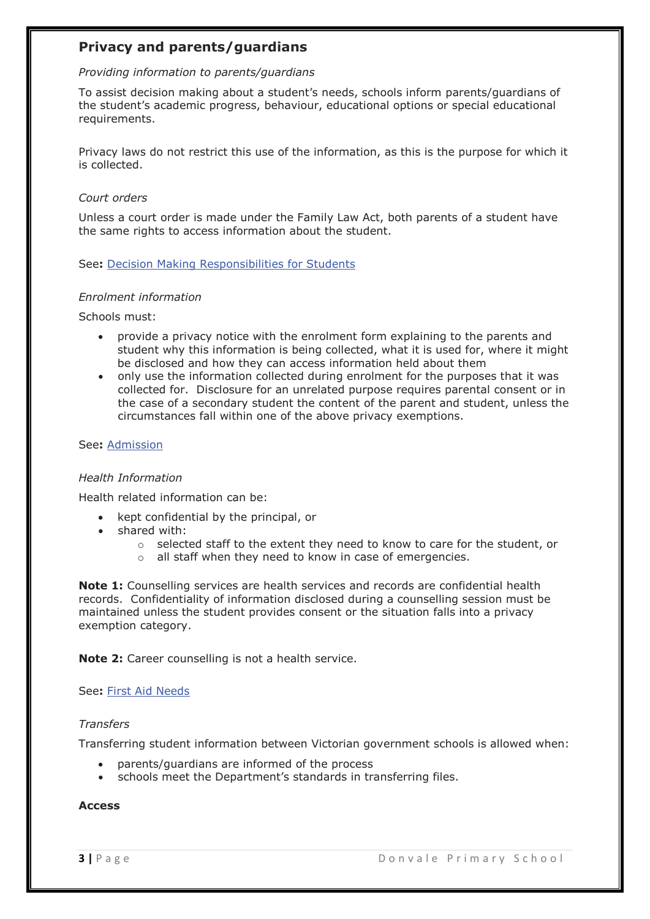## Privacy and parents/guardians

*Providing information to parents/guardians*

To assist decision making about a student's needs, schools inform parents/guardians of the student's academic progress, behaviour, educational options or special educational requirements.

Privacy laws do not restrict this use of the information, as this is the purpose for which it is collected.

*Court orders*

Unless a court order is made under the Family Law Act, both parents of a student have the same rights to access information about the student.

See**:** Decision Making Responsibilities for Students

*Enrolment information*

Schools must:

- provide a privacy notice with the enrolment form explaining to the parents and student why this information is being collected, what it is used for, where it might be disclosed and how they can access information held about them
- only use the information collected during enrolment for the purposes that it was collected for. Disclosure for an unrelated purpose requires parental consent or in the case of a secondary student the content of the parent and student, unless the circumstances fall within one of the above privacy exemptions.

See**:** Admission

*Health Information*

Health related information can be:

- kept confidential by the principal, or
- shared with:
    - selected staff to the extent they need to know to care for the student, or
    - all staff when they need to know in case of emergencies.

**Note 1:** Counselling services are health services and records are confidential health records. Confidentiality of information disclosed during a counselling session must be maintained unless the student provides consent or the situation falls into a privacy exemption category.

**Note 2:** Career counselling is not a health service.

See**:** First Aid Needs

*Transfers*

Transferring student information between Victorian government schools is allowed when:

- parents/guardians are informed of the process
- schools meet the Department's standards in transferring files.

**Access**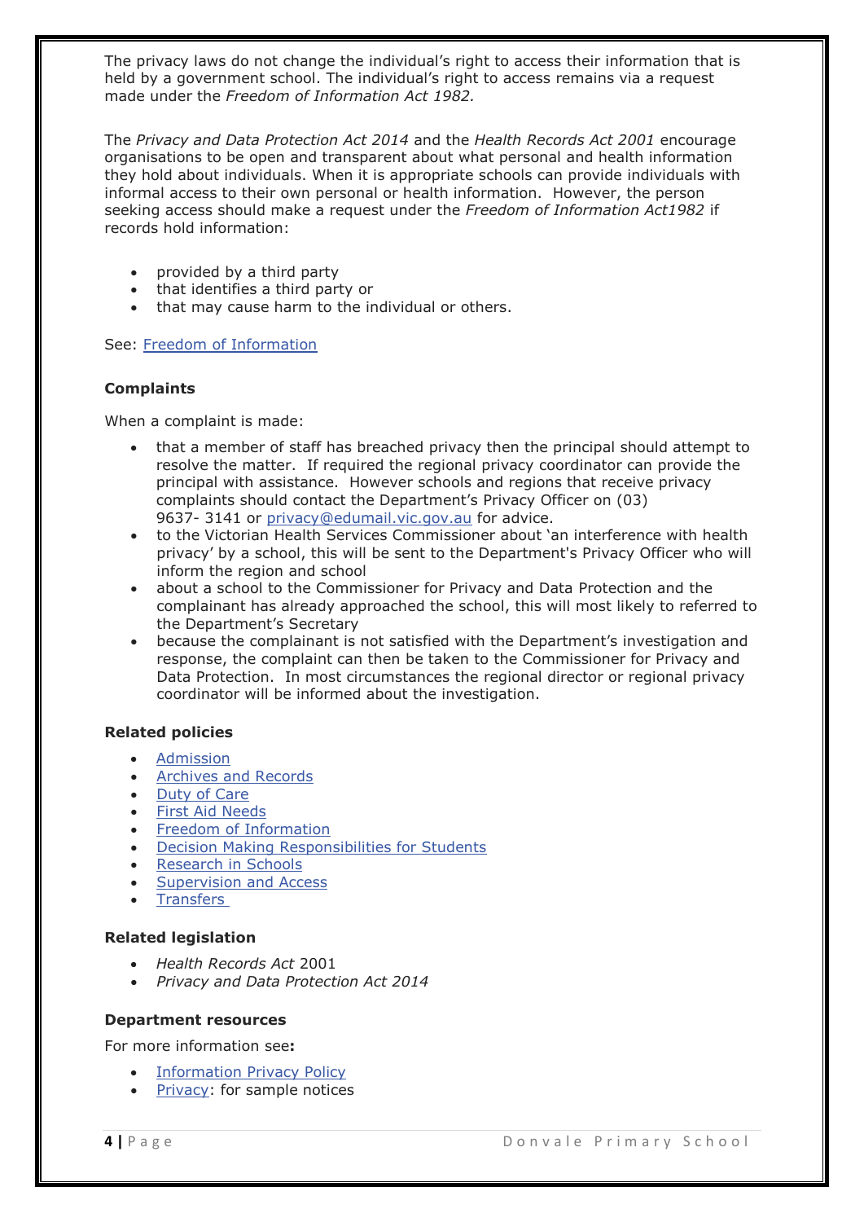The privacy laws do not change the individual's right to access their information that is held by a government school. The individual's right to access remains via a request made under the *Freedom of Information Act 1982.*

The *Privacy and Data Protection Act 2014* and the *Health Records Act 2001* encourage organisations to be open and transparent about what personal and health information they hold about individuals. When it is appropriate schools can provide individuals with informal access to their own personal or health information. However, the person seeking access should make a request under the *Freedom of Information Act1982* if records hold information:

- provided by a third party
- that identifies a third party or
- that may cause harm to the individual or others.

See: [Freedom of Information]()

**Complaints**

When a complaint is made:

- that a member of staff has breached privacy then the principal should attempt to resolve the matter. If required the regional privacy coordinator can provide the principal with assistance. However schools and regions that receive privacy complaints should contact the Department's Privacy Officer on (03) 9637- 3141 or [privacy@edumail.vic.gov.au]() for advice.
- to the Victorian Health Services Commissioner about 'an interference with health privacy' by a school, this will be sent to the Department's Privacy Officer who will inform the region and school
- about a school to the Commissioner for Privacy and Data Protection and the complainant has already approached the school, this will most likely to referred to the Department's Secretary
- because the complainant is not satisfied with the Department's investigation and response, the complaint can then be taken to the Commissioner for Privacy and Data Protection. In most circumstances the regional director or regional privacy coordinator will be informed about the investigation.

**Related policies**

- [Admission]()
- [Archives and Records]()
- [Duty of Care]()
- [First Aid Needs]()
- [Freedom of Information]()
- [Decision Making Responsibilities for Students]()
- [Research in Schools]()
- [Supervision and Access]()
- [Transfers]()

**Related legislation**

- *Health Records Act* 2001
- *Privacy and Data Protection Act 2014*

**Department resources**

For more information see**:**

- [Information Privacy Policy]()
- [Privacy](): for sample notices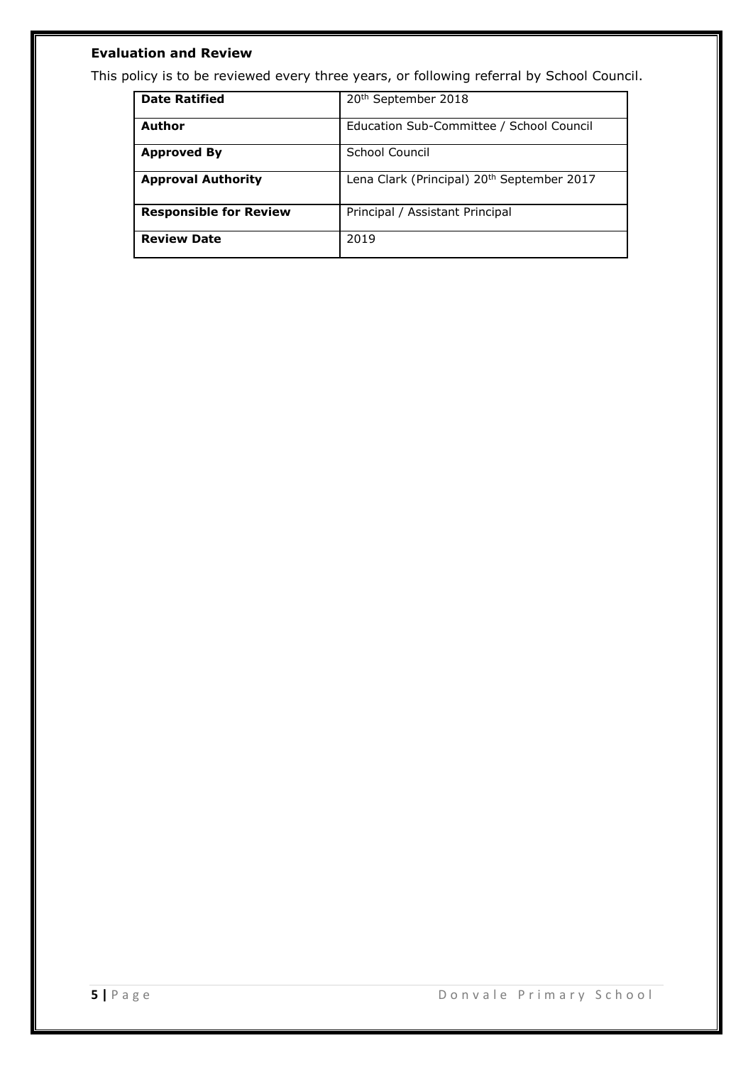### Evaluation and Review

This policy is to be reviewed every three years, or following referral by School Council.

| | |
|---|---|
| **Date Ratified** | 20th September 2018 |
| **Author** | Education Sub-Committee / School Council |
| **Approved By** | School Council |
| **Approval Authority** | Lena Clark (Principal) 20th September 2017 |
| **Responsible for Review** | Principal / Assistant Principal |
| **Review Date** | 2019 |